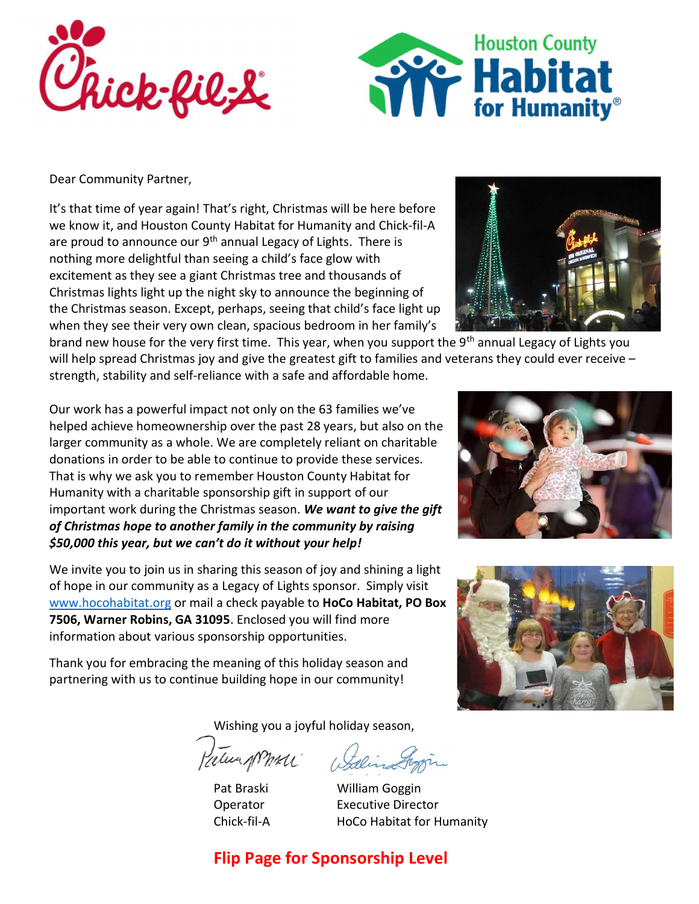Dear Community Partner,

It's that time of year again! That's right, Christmas will be here before we know it, and Houston County Habitat for Humanity and Chick-fil-A are proud to announce our 9th annual Legacy of Lights. There is nothing more delightful than seeing a child's face glow with excitement as they see a giant Christmas tree and thousands of Christmas lights light up the night sky to announce the beginning of the Christmas season. Except, perhaps, seeing that child's face light up when they see their very own clean, spacious bedroom in her family's brand new house for the very first time. This year, when you support the 9th annual Legacy of Lights you will help spread Christmas joy and give the greatest gift to families and veterans they could ever receive – strength, stability and self-reliance with a safe and affordable home.

Our work has a powerful impact not only on the 63 families we've helped achieve homeownership over the past 28 years, but also on the larger community as a whole. We are completely reliant on charitable donations in order to be able to continue to provide these services. That is why we ask you to remember Houston County Habitat for Humanity with a charitable sponsorship gift in support of our important work during the Christmas season. ***We want to give the gift of Christmas hope to another family in the community by raising $50,000 this year, but we can't do it without your help!***

We invite you to join us in sharing this season of joy and shining a light of hope in our community as a Legacy of Lights sponsor. Simply visit www.hocohabitat.org or mail a check payable to **HoCo Habitat, PO Box 7506, Warner Robins, GA 31095**. Enclosed you will find more information about various sponsorship opportunities.

Thank you for embracing the meaning of this holiday season and partnering with us to continue building hope in our community!

Wishing you a joyful holiday season,

Pat Braski
Operator
Chick-fil-A

William Goggin
Executive Director
HoCo Habitat for Humanity

**Flip Page for Sponsorship Level**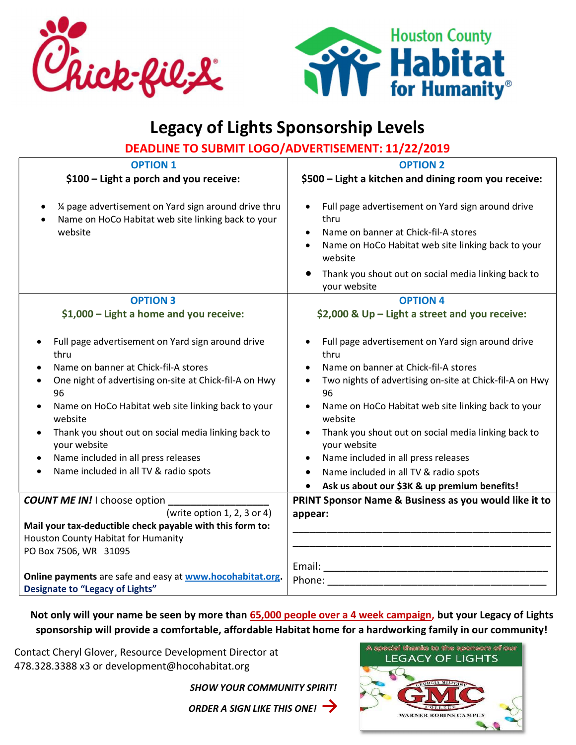# Legacy of Lights Sponsorship Levels

**DEADLINE TO SUBMIT LOGO/ADVERTISEMENT: 11/22/2019**

## OPTION 1

**$100 – Light a porch and you receive:**

- ¼ page advertisement on Yard sign around drive thru
- Name on HoCo Habitat web site linking back to your website

## OPTION 2

**$500 – Light a kitchen and dining room you receive:**

- Full page advertisement on Yard sign around drive thru
- Name on banner at Chick-fil-A stores
- Name on HoCo Habitat web site linking back to your website
- Thank you shout out on social media linking back to your website

## OPTION 3

**$1,000 – Light a home and you receive:**

- Full page advertisement on Yard sign around drive thru
- Name on banner at Chick-fil-A stores
- One night of advertising on-site at Chick-fil-A on Hwy 96
- Name on HoCo Habitat web site linking back to your website
- Thank you shout out on social media linking back to your website
- Name included in all press releases
- Name included in all TV & radio spots

## OPTION 4

**$2,000 & Up – Light a street and you receive:**

- Full page advertisement on Yard sign around drive thru
- Name on banner at Chick-fil-A stores
- Two nights of advertising on-site at Chick-fil-A on Hwy 96
- Name on HoCo Habitat web site linking back to your website
- Thank you shout out on social media linking back to your website
- Name included in all press releases
- Name included in all TV & radio spots
- **Ask us about our $3K & up premium benefits!**

***COUNT ME IN!*** I choose option ________________
(write option 1, 2, 3 or 4)

**Mail your tax-deductible check payable with this form to:**
Houston County Habitat for Humanity
PO Box 7506, WR 31095

**Online payments** are safe and easy at **www.hocohabitat.org**.
**Designate to "Legacy of Lights"**

**PRINT Sponsor Name & Business as you would like it to appear:**

______________________________________________

______________________________________________

Email: ________________________________________

Phone: ________________________________________

**Not only will your name be seen by more than 65,000 people over a 4 week campaign, but your Legacy of Lights sponsorship will provide a comfortable, affordable Habitat home for a hardworking family in our community!**

Contact Cheryl Glover, Resource Development Director at 478.328.3388 x3 or development@hocohabitat.org

***SHOW YOUR COMMUNITY SPIRIT!***

***ORDER A SIGN LIKE THIS ONE!*** →